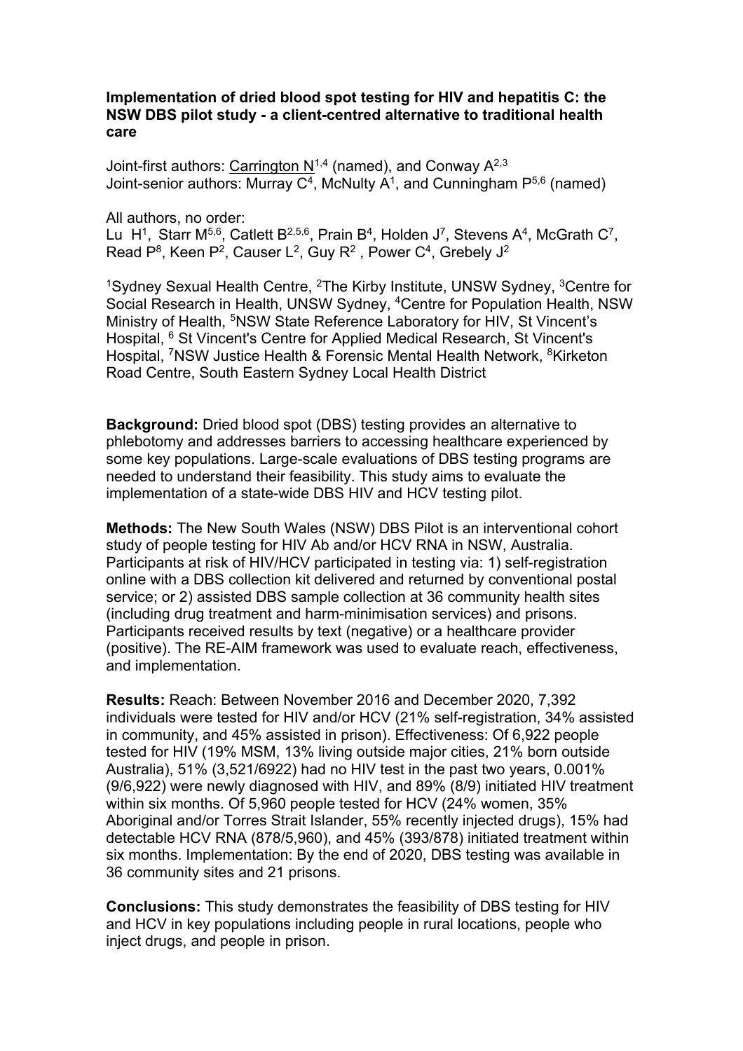**Implementation of dried blood spot testing for HIV and hepatitis C: the NSW DBS pilot study - a client-centred alternative to traditional health care**

Joint-first authors: Carrington N[1,4] (named), and Conway A[2,3]
Joint-senior authors: Murray C[4], McNulty A[1], and Cunningham P[5,6] (named)

All authors, no order:
Lu H[1], Starr M[5,6], Catlett B[2,5,6], Prain B[4], Holden J[7], Stevens A[4], McGrath C[7], Read P[8], Keen P[2], Causer L[2], Guy R[2], Power C[4], Grebely J[2]

[1]Sydney Sexual Health Centre, [2]The Kirby Institute, UNSW Sydney, [3]Centre for Social Research in Health, UNSW Sydney, [4]Centre for Population Health, NSW Ministry of Health, [5]NSW State Reference Laboratory for HIV, St Vincent's Hospital, [6] St Vincent's Centre for Applied Medical Research, St Vincent's Hospital, [7]NSW Justice Health & Forensic Mental Health Network, [8]Kirketon Road Centre, South Eastern Sydney Local Health District

**Background:** Dried blood spot (DBS) testing provides an alternative to phlebotomy and addresses barriers to accessing healthcare experienced by some key populations. Large-scale evaluations of DBS testing programs are needed to understand their feasibility. This study aims to evaluate the implementation of a state-wide DBS HIV and HCV testing pilot.

**Methods:** The New South Wales (NSW) DBS Pilot is an interventional cohort study of people testing for HIV Ab and/or HCV RNA in NSW, Australia. Participants at risk of HIV/HCV participated in testing via: 1) self-registration online with a DBS collection kit delivered and returned by conventional postal service; or 2) assisted DBS sample collection at 36 community health sites (including drug treatment and harm-minimisation services) and prisons. Participants received results by text (negative) or a healthcare provider (positive). The RE-AIM framework was used to evaluate reach, effectiveness, and implementation.

**Results:** Reach: Between November 2016 and December 2020, 7,392 individuals were tested for HIV and/or HCV (21% self-registration, 34% assisted in community, and 45% assisted in prison). Effectiveness: Of 6,922 people tested for HIV (19% MSM, 13% living outside major cities, 21% born outside Australia), 51% (3,521/6922) had no HIV test in the past two years, 0.001% (9/6,922) were newly diagnosed with HIV, and 89% (8/9) initiated HIV treatment within six months. Of 5,960 people tested for HCV (24% women, 35% Aboriginal and/or Torres Strait Islander, 55% recently injected drugs), 15% had detectable HCV RNA (878/5,960), and 45% (393/878) initiated treatment within six months. Implementation: By the end of 2020, DBS testing was available in 36 community sites and 21 prisons.

**Conclusions:** This study demonstrates the feasibility of DBS testing for HIV and HCV in key populations including people in rural locations, people who inject drugs, and people in prison.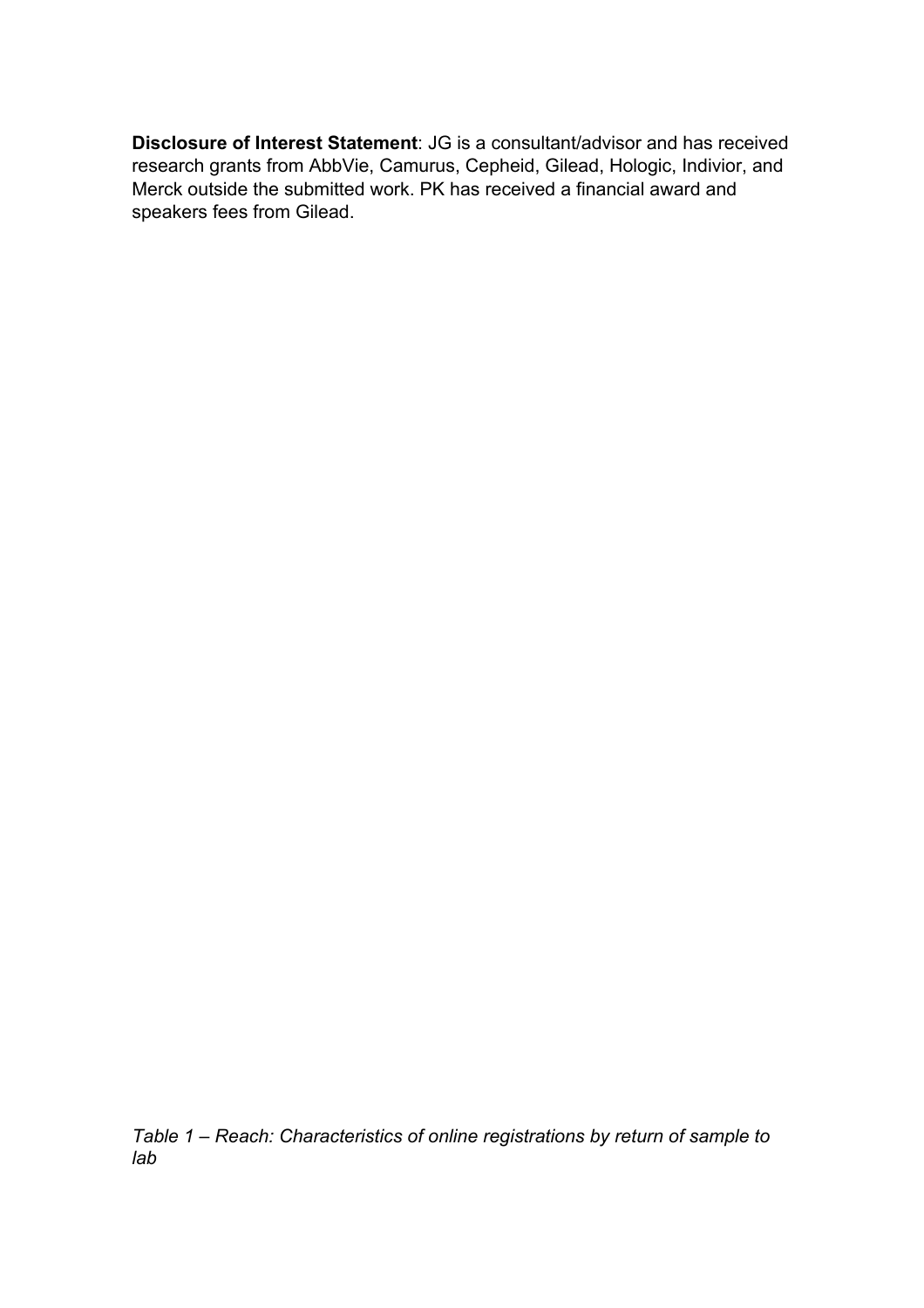**Disclosure of Interest Statement**: JG is a consultant/advisor and has received research grants from AbbVie, Camurus, Cepheid, Gilead, Hologic, Indivior, and Merck outside the submitted work. PK has received a financial award and speakers fees from Gilead.

*Table 1 – Reach: Characteristics of online registrations by return of sample to lab*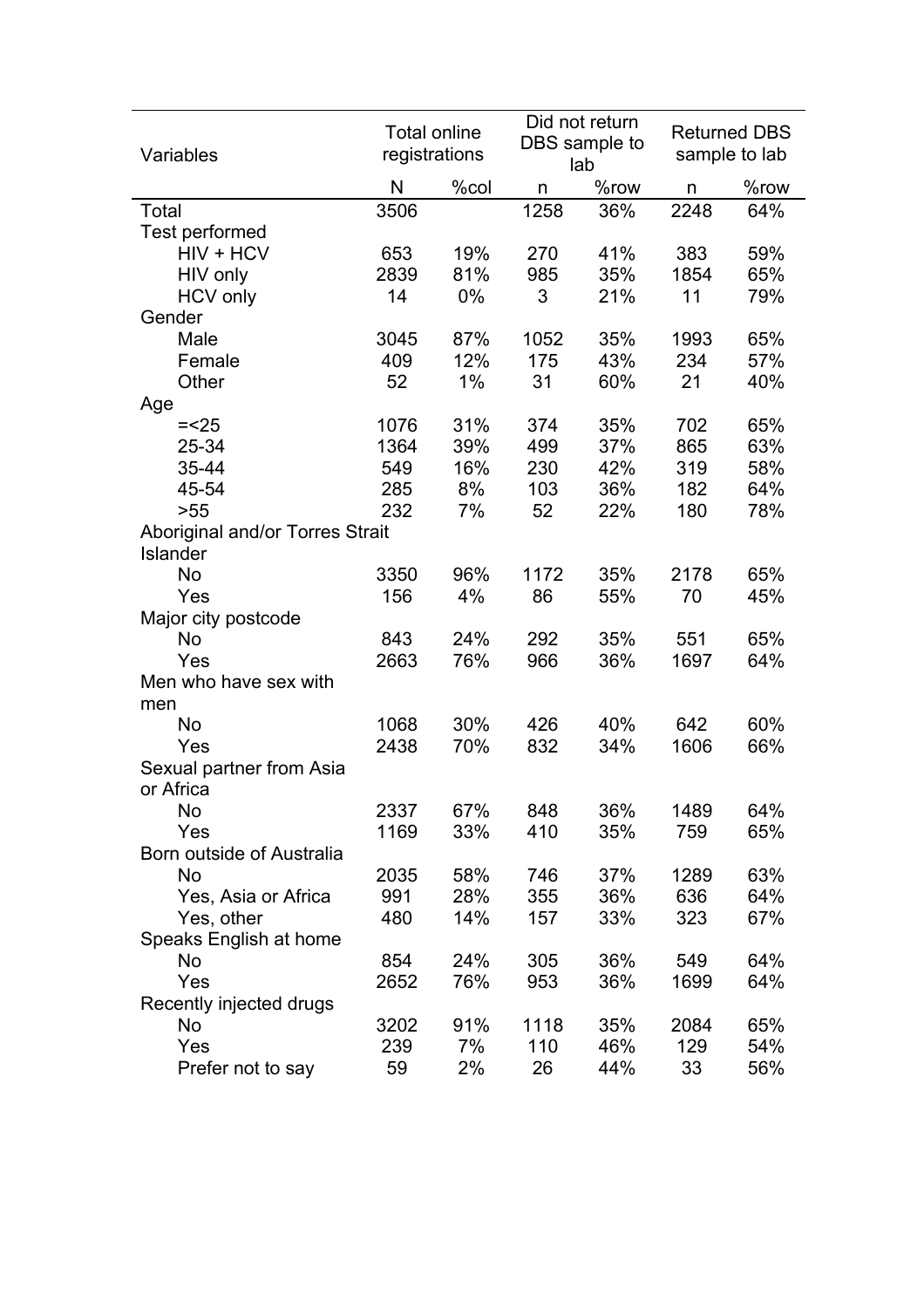| Variables | Total online registrations | | Did not return DBS sample to lab | | Returned DBS sample to lab | |
|---|---|---|---|---|---|---|
| | N | %col | n | %row | n | %row |
| Total | 3506 | | 1258 | 36% | 2248 | 64% |
| Test performed | | | | | | |
| HIV + HCV | 653 | 19% | 270 | 41% | 383 | 59% |
| HIV only | 2839 | 81% | 985 | 35% | 1854 | 65% |
| HCV only | 14 | 0% | 3 | 21% | 11 | 79% |
| Gender | | | | | | |
| Male | 3045 | 87% | 1052 | 35% | 1993 | 65% |
| Female | 409 | 12% | 175 | 43% | 234 | 57% |
| Other | 52 | 1% | 31 | 60% | 21 | 40% |
| Age | | | | | | |
| =<25 | 1076 | 31% | 374 | 35% | 702 | 65% |
| 25-34 | 1364 | 39% | 499 | 37% | 865 | 63% |
| 35-44 | 549 | 16% | 230 | 42% | 319 | 58% |
| 45-54 | 285 | 8% | 103 | 36% | 182 | 64% |
| >55 | 232 | 7% | 52 | 22% | 180 | 78% |
| Aboriginal and/or Torres Strait Islander | | | | | | |
| No | 3350 | 96% | 1172 | 35% | 2178 | 65% |
| Yes | 156 | 4% | 86 | 55% | 70 | 45% |
| Major city postcode | | | | | | |
| No | 843 | 24% | 292 | 35% | 551 | 65% |
| Yes | 2663 | 76% | 966 | 36% | 1697 | 64% |
| Men who have sex with men | | | | | | |
| No | 1068 | 30% | 426 | 40% | 642 | 60% |
| Yes | 2438 | 70% | 832 | 34% | 1606 | 66% |
| Sexual partner from Asia or Africa | | | | | | |
| No | 2337 | 67% | 848 | 36% | 1489 | 64% |
| Yes | 1169 | 33% | 410 | 35% | 759 | 65% |
| Born outside of Australia | | | | | | |
| No | 2035 | 58% | 746 | 37% | 1289 | 63% |
| Yes, Asia or Africa | 991 | 28% | 355 | 36% | 636 | 64% |
| Yes, other | 480 | 14% | 157 | 33% | 323 | 67% |
| Speaks English at home | | | | | | |
| No | 854 | 24% | 305 | 36% | 549 | 64% |
| Yes | 2652 | 76% | 953 | 36% | 1699 | 64% |
| Recently injected drugs | | | | | | |
| No | 3202 | 91% | 1118 | 35% | 2084 | 65% |
| Yes | 239 | 7% | 110 | 46% | 129 | 54% |
| Prefer not to say | 59 | 2% | 26 | 44% | 33 | 56% |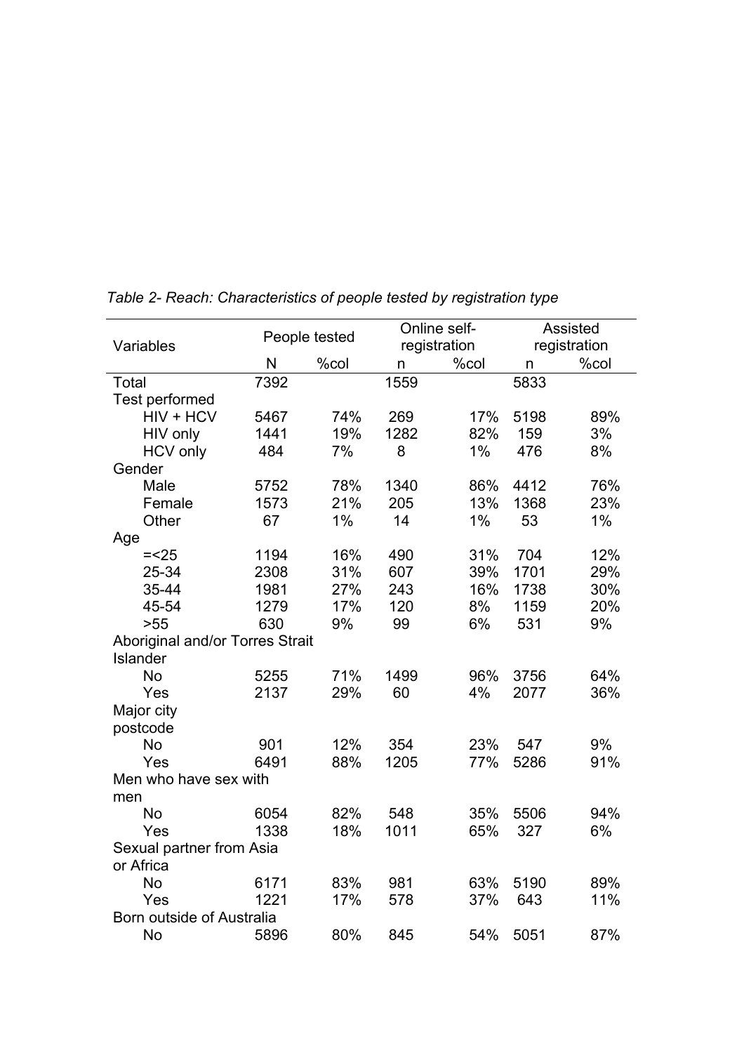*Table 2- Reach: Characteristics of people tested by registration type*

| Variables | People tested | | Online self-registration | | Assisted registration | |
|---|---|---|---|---|---|---|
| | N | %col | n | %col | n | %col |
| Total | 7392 | | 1559 | | 5833 | |
| Test performed | | | | | | |
| HIV + HCV | 5467 | 74% | 269 | 17% | 5198 | 89% |
| HIV only | 1441 | 19% | 1282 | 82% | 159 | 3% |
| HCV only | 484 | 7% | 8 | 1% | 476 | 8% |
| Gender | | | | | | |
| Male | 5752 | 78% | 1340 | 86% | 4412 | 76% |
| Female | 1573 | 21% | 205 | 13% | 1368 | 23% |
| Other | 67 | 1% | 14 | 1% | 53 | 1% |
| Age | | | | | | |
| =<25 | 1194 | 16% | 490 | 31% | 704 | 12% |
| 25-34 | 2308 | 31% | 607 | 39% | 1701 | 29% |
| 35-44 | 1981 | 27% | 243 | 16% | 1738 | 30% |
| 45-54 | 1279 | 17% | 120 | 8% | 1159 | 20% |
| >55 | 630 | 9% | 99 | 6% | 531 | 9% |
| Aboriginal and/or Torres Strait Islander | | | | | | |
| No | 5255 | 71% | 1499 | 96% | 3756 | 64% |
| Yes | 2137 | 29% | 60 | 4% | 2077 | 36% |
| Major city postcode | | | | | | |
| No | 901 | 12% | 354 | 23% | 547 | 9% |
| Yes | 6491 | 88% | 1205 | 77% | 5286 | 91% |
| Men who have sex with men | | | | | | |
| No | 6054 | 82% | 548 | 35% | 5506 | 94% |
| Yes | 1338 | 18% | 1011 | 65% | 327 | 6% |
| Sexual partner from Asia or Africa | | | | | | |
| No | 6171 | 83% | 981 | 63% | 5190 | 89% |
| Yes | 1221 | 17% | 578 | 37% | 643 | 11% |
| Born outside of Australia | | | | | | |
| No | 5896 | 80% | 845 | 54% | 5051 | 87% |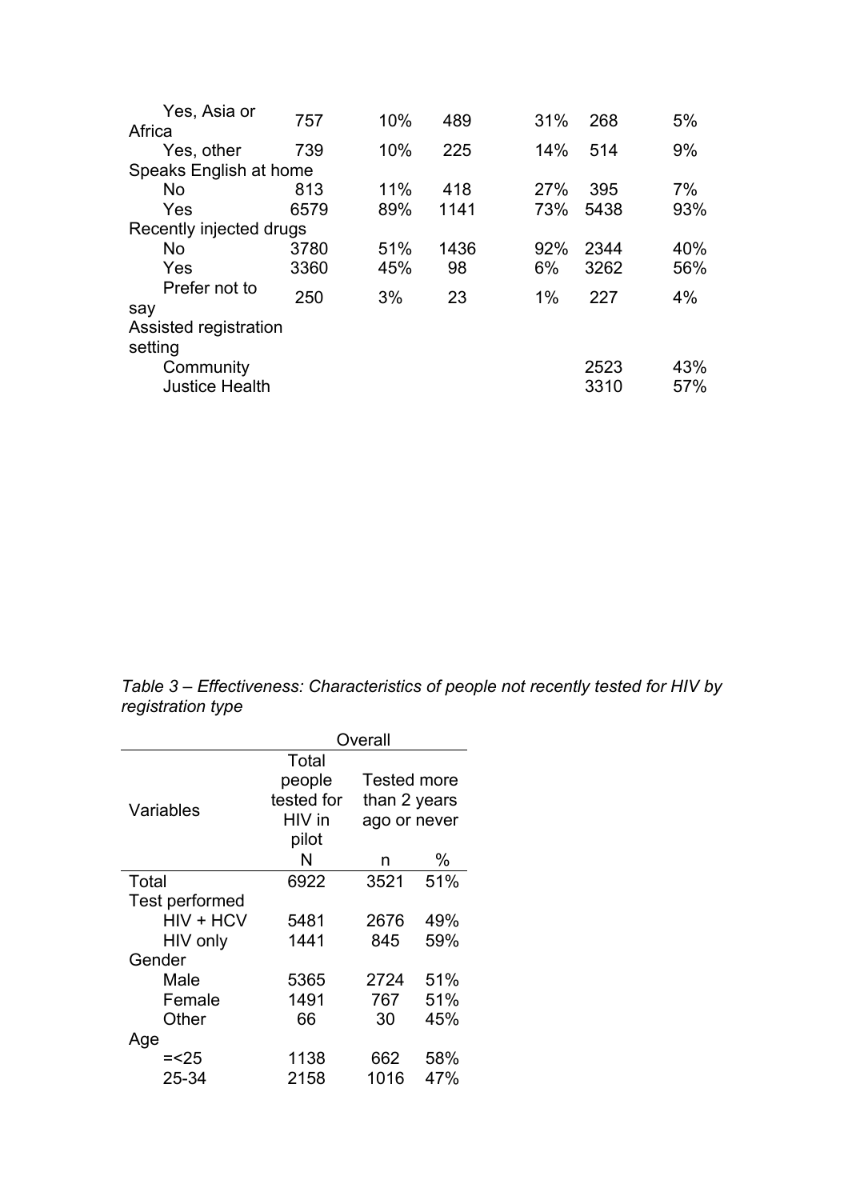| | | | | | | |
|---|---|---|---|---|---|---|
| Yes, Asia or Africa | 757 | 10% | 489 | 31% | 268 | 5% |
| Yes, other | 739 | 10% | 225 | 14% | 514 | 9% |
| Speaks English at home | | | | | | |
| No | 813 | 11% | 418 | 27% | 395 | 7% |
| Yes | 6579 | 89% | 1141 | 73% | 5438 | 93% |
| Recently injected drugs | | | | | | |
| No | 3780 | 51% | 1436 | 92% | 2344 | 40% |
| Yes | 3360 | 45% | 98 | 6% | 3262 | 56% |
| Prefer not to say | 250 | 3% | 23 | 1% | 227 | 4% |
| Assisted registration setting | | | | | | |
| Community | | | | | 2523 | 43% |
| Justice Health | | | | | 3310 | 57% |

*Table 3 – Effectiveness: Characteristics of people not recently tested for HIV by registration type*

| | Overall | | |
|---|---|---|---|
| Variables | Total people tested for HIV in pilot | Tested more than 2 years ago or never | |
| | N | n | % |
| Total | 6922 | 3521 | 51% |
| Test performed | | | |
| HIV + HCV | 5481 | 2676 | 49% |
| HIV only | 1441 | 845 | 59% |
| Gender | | | |
| Male | 5365 | 2724 | 51% |
| Female | 1491 | 767 | 51% |
| Other | 66 | 30 | 45% |
| Age | | | |
| =<25 | 1138 | 662 | 58% |
| 25-34 | 2158 | 1016 | 47% |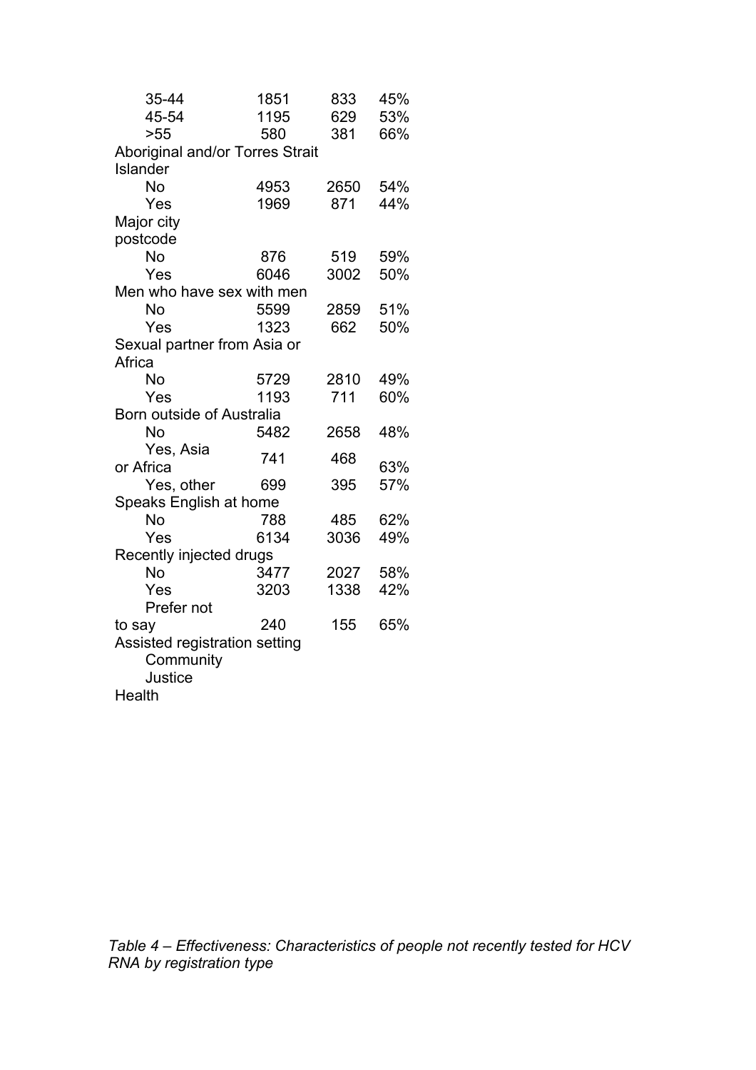| | | | |
|---|---|---|---|
| 35-44 | 1851 | 833 | 45% |
| 45-54 | 1195 | 629 | 53% |
| >55 | 580 | 381 | 66% |
| Aboriginal and/or Torres Strait Islander | | | |
| No | 4953 | 2650 | 54% |
| Yes | 1969 | 871 | 44% |
| Major city postcode | | | |
| No | 876 | 519 | 59% |
| Yes | 6046 | 3002 | 50% |
| Men who have sex with men | | | |
| No | 5599 | 2859 | 51% |
| Yes | 1323 | 662 | 50% |
| Sexual partner from Asia or Africa | | | |
| No | 5729 | 2810 | 49% |
| Yes | 1193 | 711 | 60% |
| Born outside of Australia | | | |
| No | 5482 | 2658 | 48% |
| Yes, Asia or Africa | 741 | 468 | 63% |
| Yes, other | 699 | 395 | 57% |
| Speaks English at home | | | |
| No | 788 | 485 | 62% |
| Yes | 6134 | 3036 | 49% |
| Recently injected drugs | | | |
| No | 3477 | 2027 | 58% |
| Yes | 3203 | 1338 | 42% |
| Prefer not to say | 240 | 155 | 65% |
| Assisted registration setting | | | |
| Community | | | |
| Justice | | | |
| Health | | | |

*Table 4 – Effectiveness: Characteristics of people not recently tested for HCV RNA by registration type*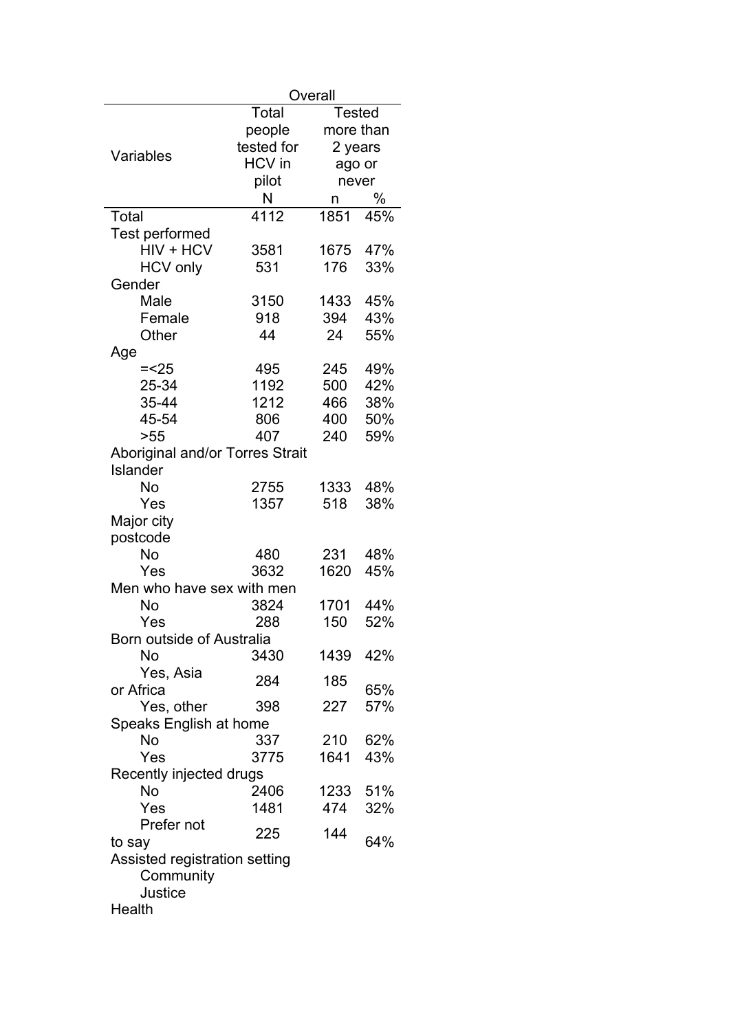| Variables | Overall | | |
|---|---|---|---|
| | Total people tested for HCV in pilot | Tested more than 2 years ago or never | |
| | N | n | % |
| Total | 4112 | 1851 | 45% |
| **Test performed** | | | |
| HIV + HCV | 3581 | 1675 | 47% |
| HCV only | 531 | 176 | 33% |
| **Gender** | | | |
| Male | 3150 | 1433 | 45% |
| Female | 918 | 394 | 43% |
| Other | 44 | 24 | 55% |
| **Age** | | | |
| =<25 | 495 | 245 | 49% |
| 25-34 | 1192 | 500 | 42% |
| 35-44 | 1212 | 466 | 38% |
| 45-54 | 806 | 400 | 50% |
| >55 | 407 | 240 | 59% |
| **Aboriginal and/or Torres Strait Islander** | | | |
| No | 2755 | 1333 | 48% |
| Yes | 1357 | 518 | 38% |
| **Major city postcode** | | | |
| No | 480 | 231 | 48% |
| Yes | 3632 | 1620 | 45% |
| **Men who have sex with men** | | | |
| No | 3824 | 1701 | 44% |
| Yes | 288 | 150 | 52% |
| **Born outside of Australia** | | | |
| No | 3430 | 1439 | 42% |
| Yes, Asia or Africa | 284 | 185 | 65% |
| Yes, other | 398 | 227 | 57% |
| **Speaks English at home** | | | |
| No | 337 | 210 | 62% |
| Yes | 3775 | 1641 | 43% |
| **Recently injected drugs** | | | |
| No | 2406 | 1233 | 51% |
| Yes | 1481 | 474 | 32% |
| Prefer not to say | 225 | 144 | 64% |
| **Assisted registration setting** | | | |
| Community | | | |
| Justice | | | |
| Health | | | |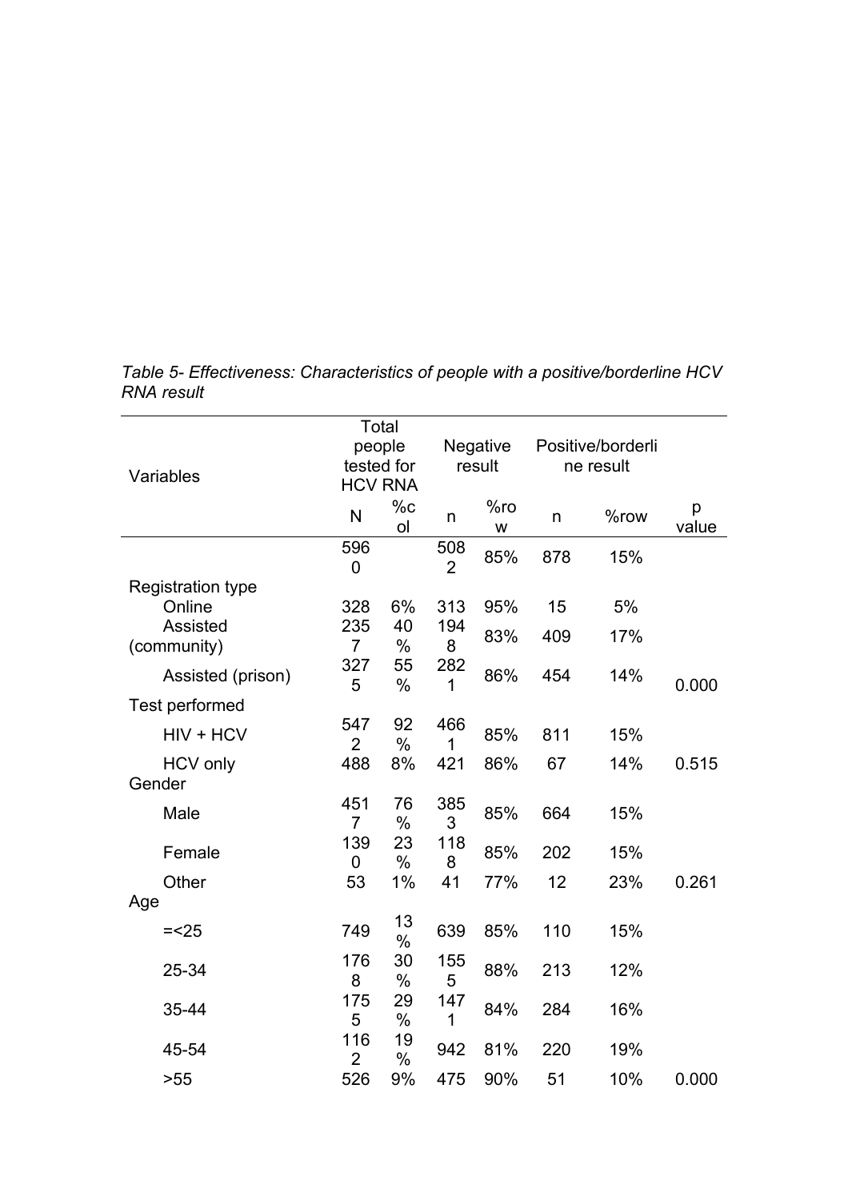*Table 5- Effectiveness: Characteristics of people with a positive/borderline HCV RNA result*

| Variables | Total people tested for HCV RNA | | Negative result | | Positive/borderline result | | |
|---|---|---|---|---|---|---|---|
| | N | %col | n | %row | n | %row | p value |
| | 5960 | | 5082 | 85% | 878 | 15% | |
| Registration type | | | | | | | |
| Online | 328 | 6% | 313 | 95% | 15 | 5% | |
| Assisted (community) | 2357 | 40% | 1948 | 83% | 409 | 17% | |
| Assisted (prison) | 3275 | 55% | 2821 | 86% | 454 | 14% | 0.000 |
| Test performed | | | | | | | |
| HIV + HCV | 5472 | 92% | 4661 | 85% | 811 | 15% | |
| HCV only | 488 | 8% | 421 | 86% | 67 | 14% | 0.515 |
| Gender | | | | | | | |
| Male | 4517 | 76% | 3853 | 85% | 664 | 15% | |
| Female | 1390 | 23% | 1188 | 85% | 202 | 15% | |
| Other | 53 | 1% | 41 | 77% | 12 | 23% | 0.261 |
| Age | | | | | | | |
| =<25 | 749 | 13% | 639 | 85% | 110 | 15% | |
| 25-34 | 1768 | 30% | 1555 | 88% | 213 | 12% | |
| 35-44 | 1755 | 29% | 1471 | 84% | 284 | 16% | |
| 45-54 | 1162 | 19% | 942 | 81% | 220 | 19% | |
| >55 | 526 | 9% | 475 | 90% | 51 | 10% | 0.000 |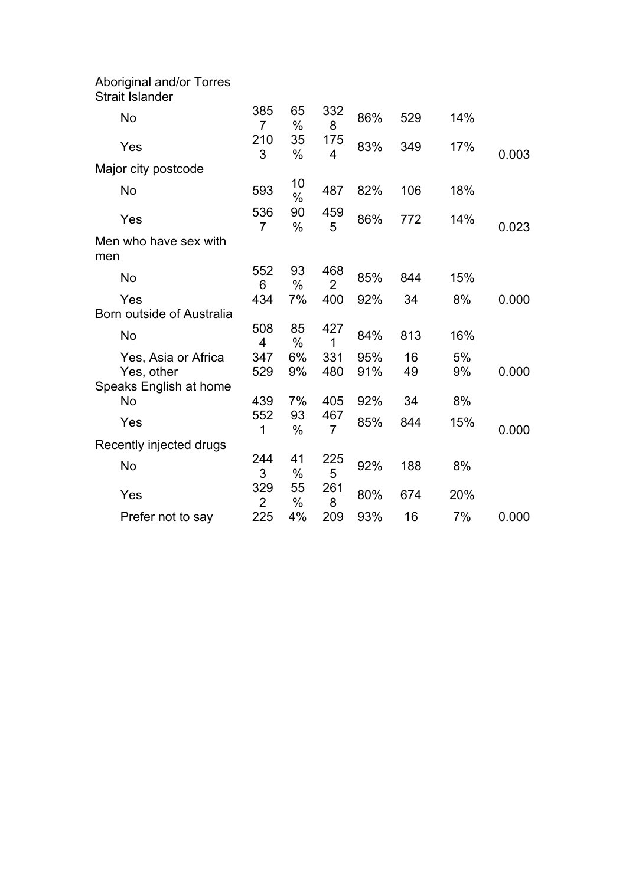| | | | | | | | |
|---|---|---|---|---|---|---|---|
| Aboriginal and/or Torres Strait Islander | | | | | | | |
| No | 3857 | 65% | 3328 | 86% | 529 | 14% | |
| Yes | 2103 | 35% | 1754 | 83% | 349 | 17% | 0.003 |
| Major city postcode | | | | | | | |
| No | 593 | 10% | 487 | 82% | 106 | 18% | |
| Yes | 5367 | 90% | 4595 | 86% | 772 | 14% | 0.023 |
| Men who have sex with men | | | | | | | |
| No | 5526 | 93% | 4682 | 85% | 844 | 15% | |
| Yes | 434 | 7% | 400 | 92% | 34 | 8% | 0.000 |
| Born outside of Australia | | | | | | | |
| No | 5084 | 85% | 4271 | 84% | 813 | 16% | |
| Yes, Asia or Africa | 347 | 6% | 331 | 95% | 16 | 5% | |
| Yes, other | 529 | 9% | 480 | 91% | 49 | 9% | 0.000 |
| Speaks English at home | | | | | | | |
| No | 439 | 7% | 405 | 92% | 34 | 8% | |
| Yes | 5521 | 93% | 4677 | 85% | 844 | 15% | 0.000 |
| Recently injected drugs | | | | | | | |
| No | 2443 | 41% | 2255 | 92% | 188 | 8% | |
| Yes | 3292 | 55% | 2618 | 80% | 674 | 20% | |
| Prefer not to say | 225 | 4% | 209 | 93% | 16 | 7% | 0.000 |